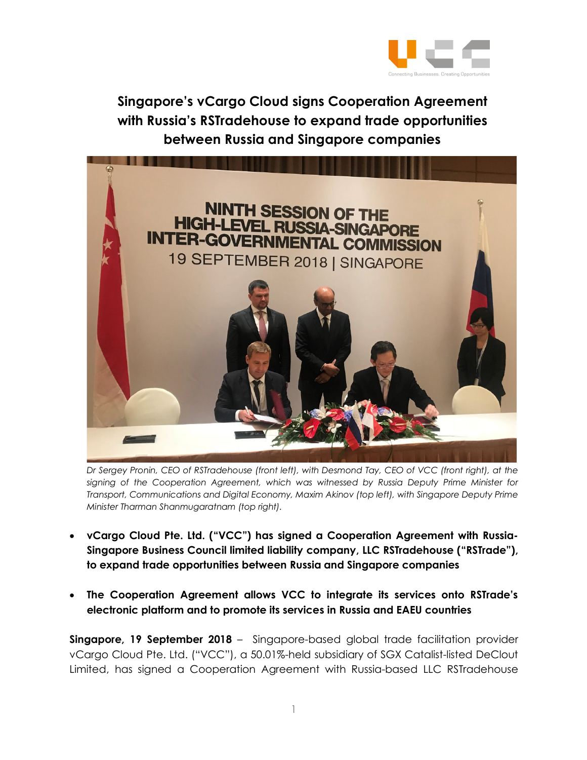# Singapore's vCargo Cloud signs Cooperation Agreement with Russia's RSTradehouse to expand trade opportunities between Russia and Singapore companies

*Dr Sergey Pronin, CEO of RSTradehouse (front left), with Desmond Tay, CEO of VCC (front right), at the signing of the Cooperation Agreement, which was witnessed by Russia Deputy Prime Minister for Transport, Communications and Digital Economy, Maxim Akinov (top left), with Singapore Deputy Prime Minister Tharman Shanmugaratnam (top right).*

- **vCargo Cloud Pte. Ltd. ("VCC") has signed a Cooperation Agreement with Russia-Singapore Business Council limited liability company, LLC RSTradehouse ("RSTrade"), to expand trade opportunities between Russia and Singapore companies**
- **The Cooperation Agreement allows VCC to integrate its services onto RSTrade's electronic platform and to promote its services in Russia and EAEU countries**

**Singapore, 19 September 2018** – Singapore-based global trade facilitation provider vCargo Cloud Pte. Ltd. ("VCC"), a 50.01%-held subsidiary of SGX Catalist-listed DeClout Limited, has signed a Cooperation Agreement with Russia-based LLC RSTradehouse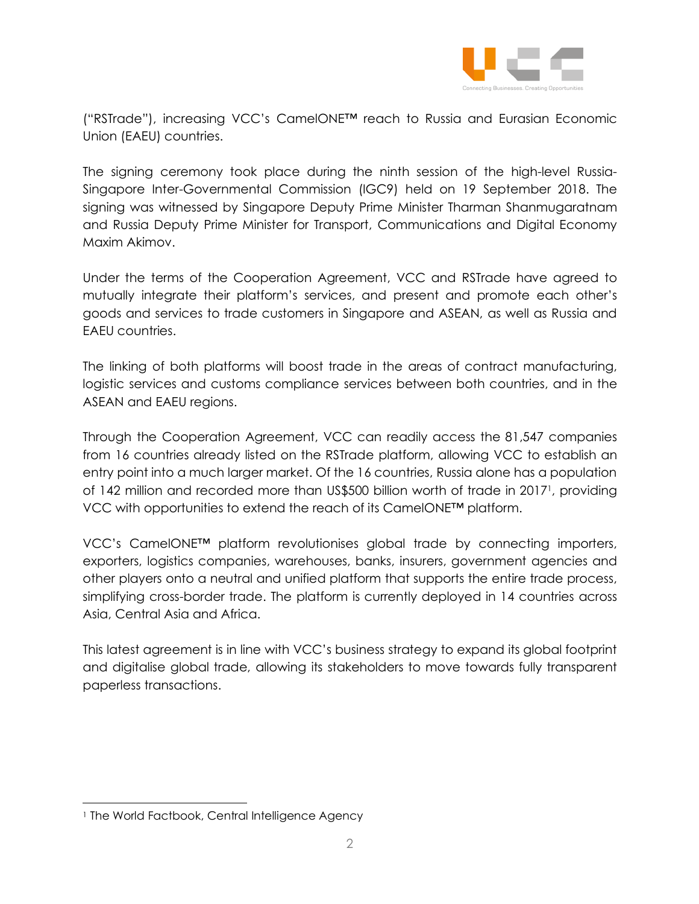("RSTrade"), increasing VCC's CamelONE™ reach to Russia and Eurasian Economic Union (EAEU) countries.

The signing ceremony took place during the ninth session of the high-level Russia-Singapore Inter-Governmental Commission (IGC9) held on 19 September 2018. The signing was witnessed by Singapore Deputy Prime Minister Tharman Shanmugaratnam and Russia Deputy Prime Minister for Transport, Communications and Digital Economy Maxim Akimov.

Under the terms of the Cooperation Agreement, VCC and RSTrade have agreed to mutually integrate their platform's services, and present and promote each other's goods and services to trade customers in Singapore and ASEAN, as well as Russia and EAEU countries.

The linking of both platforms will boost trade in the areas of contract manufacturing, logistic services and customs compliance services between both countries, and in the ASEAN and EAEU regions.

Through the Cooperation Agreement, VCC can readily access the 81,547 companies from 16 countries already listed on the RSTrade platform, allowing VCC to establish an entry point into a much larger market. Of the 16 countries, Russia alone has a population of 142 million and recorded more than US$500 billion worth of trade in 2017[1], providing VCC with opportunities to extend the reach of its CamelONE™ platform.

VCC's CamelONE™ platform revolutionises global trade by connecting importers, exporters, logistics companies, warehouses, banks, insurers, government agencies and other players onto a neutral and unified platform that supports the entire trade process, simplifying cross-border trade. The platform is currently deployed in 14 countries across Asia, Central Asia and Africa.

This latest agreement is in line with VCC's business strategy to expand its global footprint and digitalise global trade, allowing its stakeholders to move towards fully transparent paperless transactions.

[1] The World Factbook, Central Intelligence Agency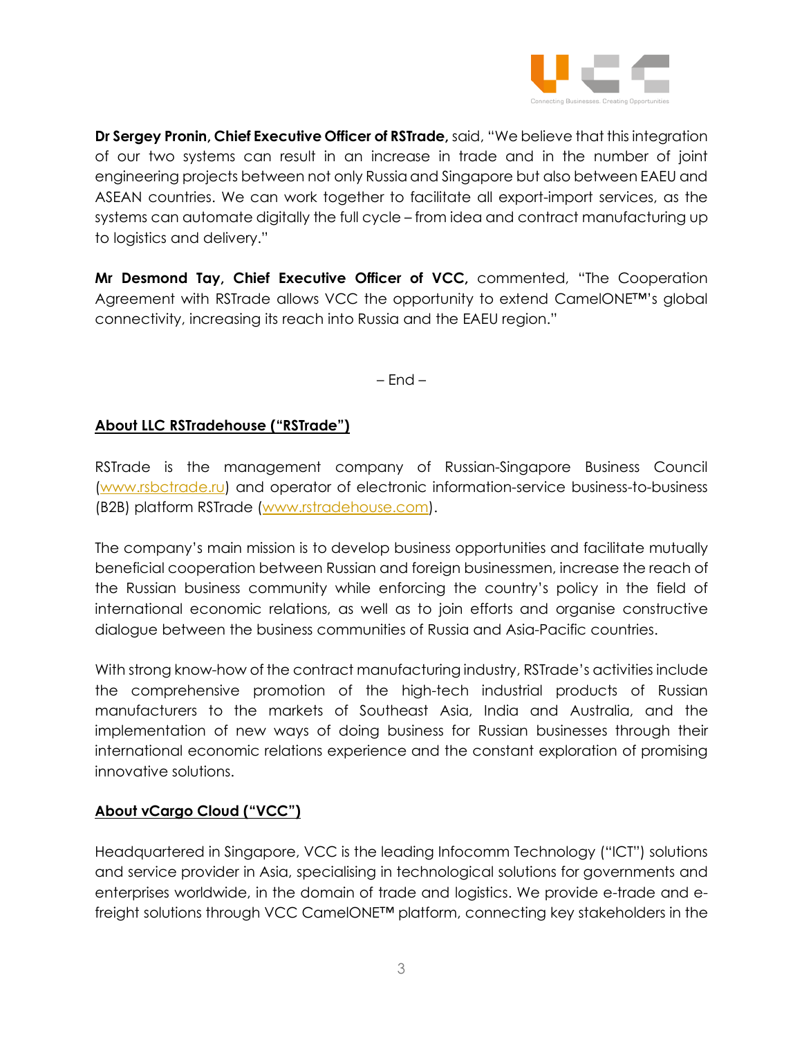**Dr Sergey Pronin, Chief Executive Officer of RSTrade,** said, "We believe that this integration of our two systems can result in an increase in trade and in the number of joint engineering projects between not only Russia and Singapore but also between EAEU and ASEAN countries. We can work together to facilitate all export-import services, as the systems can automate digitally the full cycle – from idea and contract manufacturing up to logistics and delivery."

**Mr Desmond Tay, Chief Executive Officer of VCC,** commented, "The Cooperation Agreement with RSTrade allows VCC the opportunity to extend CamelONE™'s global connectivity, increasing its reach into Russia and the EAEU region."

– End –

## About LLC RSTradehouse ("RSTrade")

RSTrade is the management company of Russian-Singapore Business Council (www.rsbctrade.ru) and operator of electronic information-service business-to-business (B2B) platform RSTrade (www.rstradehouse.com).

The company's main mission is to develop business opportunities and facilitate mutually beneficial cooperation between Russian and foreign businessmen, increase the reach of the Russian business community while enforcing the country's policy in the field of international economic relations, as well as to join efforts and organise constructive dialogue between the business communities of Russia and Asia-Pacific countries.

With strong know-how of the contract manufacturing industry, RSTrade's activities include the comprehensive promotion of the high-tech industrial products of Russian manufacturers to the markets of Southeast Asia, India and Australia, and the implementation of new ways of doing business for Russian businesses through their international economic relations experience and the constant exploration of promising innovative solutions.

## About vCargo Cloud ("VCC")

Headquartered in Singapore, VCC is the leading Infocomm Technology ("ICT") solutions and service provider in Asia, specialising in technological solutions for governments and enterprises worldwide, in the domain of trade and logistics. We provide e-trade and e-freight solutions through VCC CamelONE™ platform, connecting key stakeholders in the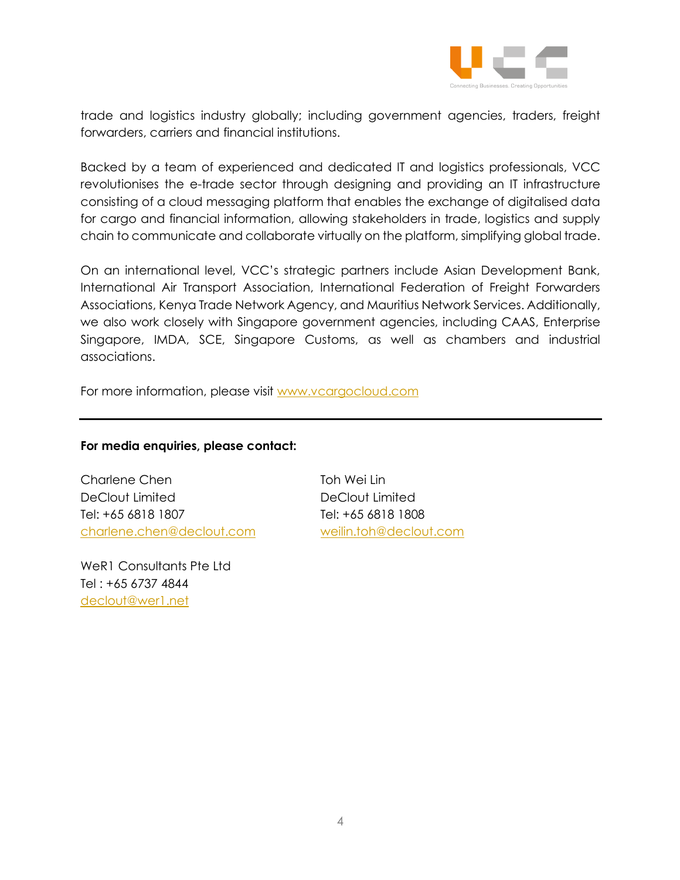trade and logistics industry globally; including government agencies, traders, freight forwarders, carriers and financial institutions.

Backed by a team of experienced and dedicated IT and logistics professionals, VCC revolutionises the e-trade sector through designing and providing an IT infrastructure consisting of a cloud messaging platform that enables the exchange of digitalised data for cargo and financial information, allowing stakeholders in trade, logistics and supply chain to communicate and collaborate virtually on the platform, simplifying global trade.

On an international level, VCC's strategic partners include Asian Development Bank, International Air Transport Association, International Federation of Freight Forwarders Associations, Kenya Trade Network Agency, and Mauritius Network Services. Additionally, we also work closely with Singapore government agencies, including CAAS, Enterprise Singapore, IMDA, SCE, Singapore Customs, as well as chambers and industrial associations.

For more information, please visit [www.vcargocloud.com](http://www.vcargocloud.com)

---

**For media enquiries, please contact:**

Charlene Chen
DeClout Limited
Tel: +65 6818 1807
[charlene.chen@declout.com](mailto:charlene.chen@declout.com)

Toh Wei Lin
DeClout Limited
Tel: +65 6818 1808
[weilin.toh@declout.com](mailto:weilin.toh@declout.com)

WeR1 Consultants Pte Ltd
Tel : +65 6737 4844
[declout@wer1.net](mailto:declout@wer1.net)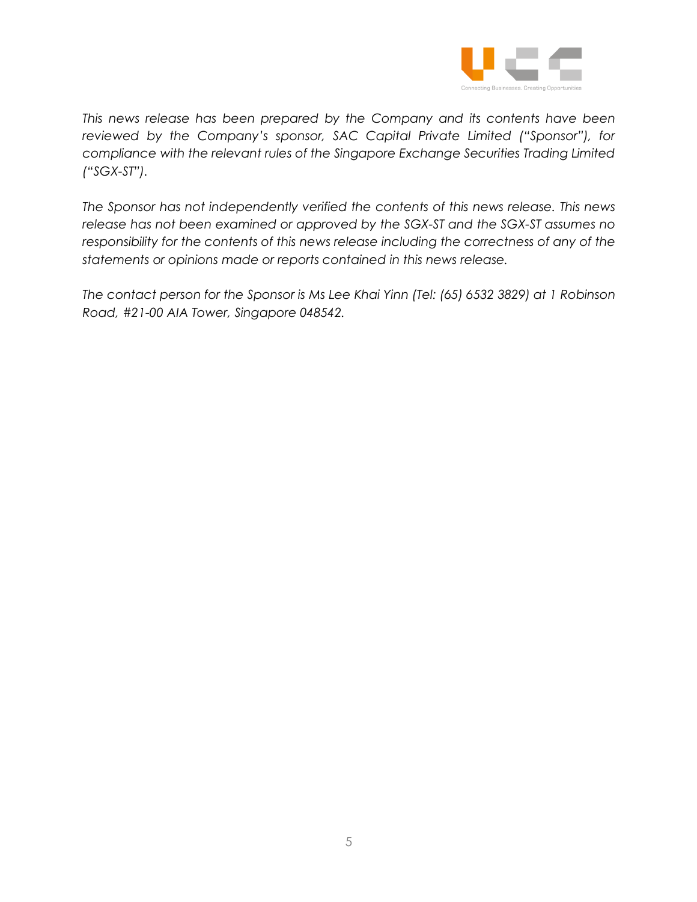*This news release has been prepared by the Company and its contents have been reviewed by the Company's sponsor, SAC Capital Private Limited ("Sponsor"), for compliance with the relevant rules of the Singapore Exchange Securities Trading Limited ("SGX-ST").*

*The Sponsor has not independently verified the contents of this news release. This news release has not been examined or approved by the SGX-ST and the SGX-ST assumes no responsibility for the contents of this news release including the correctness of any of the statements or opinions made or reports contained in this news release.*

*The contact person for the Sponsor is Ms Lee Khai Yinn (Tel: (65) 6532 3829) at 1 Robinson Road, #21-00 AIA Tower, Singapore 048542.*